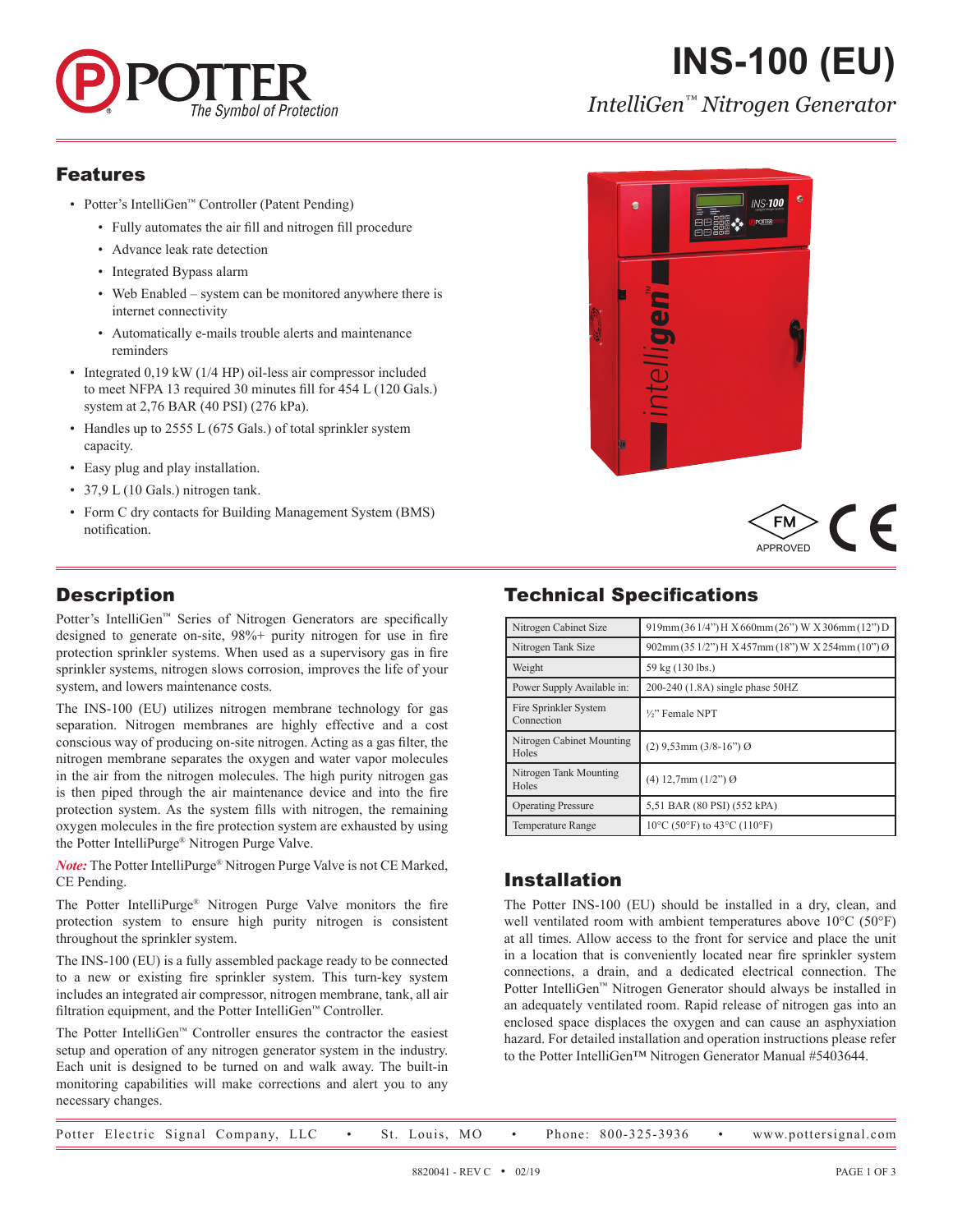# INS-100 (EU)

*IntelliGen™ Nitrogen Generator*

## Features

- Potter's IntelliGen™ Controller (Patent Pending)
  - Fully automates the air fill and nitrogen fill procedure
  - Advance leak rate detection
  - Integrated Bypass alarm
  - Web Enabled – system can be monitored anywhere there is internet connectivity
  - Automatically e-mails trouble alerts and maintenance reminders
- Integrated 0,19 kW (1/4 HP) oil-less air compressor included to meet NFPA 13 required 30 minutes fill for 454 L (120 Gals.) system at 2,76 BAR (40 PSI) (276 kPa).
- Handles up to 2555 L (675 Gals.) of total sprinkler system capacity.
- Easy plug and play installation.
- 37,9 L (10 Gals.) nitrogen tank.
- Form C dry contacts for Building Management System (BMS) notification.

FM APPROVED

CE

## Description

Potter's IntelliGen™ Series of Nitrogen Generators are specifically designed to generate on-site, 98%+ purity nitrogen for use in fire protection sprinkler systems. When used as a supervisory gas in fire sprinkler systems, nitrogen slows corrosion, improves the life of your system, and lowers maintenance costs.

The INS-100 (EU) utilizes nitrogen membrane technology for gas separation. Nitrogen membranes are highly effective and a cost conscious way of producing on-site nitrogen. Acting as a gas filter, the nitrogen membrane separates the oxygen and water vapor molecules in the air from the nitrogen molecules. The high purity nitrogen gas is then piped through the air maintenance device and into the fire protection system. As the system fills with nitrogen, the remaining oxygen molecules in the fire protection system are exhausted by using the Potter IntelliPurge® Nitrogen Purge Valve.

***Note:*** The Potter IntelliPurge® Nitrogen Purge Valve is not CE Marked, CE Pending.

The Potter IntelliPurge® Nitrogen Purge Valve monitors the fire protection system to ensure high purity nitrogen is consistent throughout the sprinkler system.

The INS-100 (EU) is a fully assembled package ready to be connected to a new or existing fire sprinkler system. This turn-key system includes an integrated air compressor, nitrogen membrane, tank, all air filtration equipment, and the Potter IntelliGen™ Controller.

The Potter IntelliGen™ Controller ensures the contractor the easiest setup and operation of any nitrogen generator system in the industry. Each unit is designed to be turned on and walk away. The built-in monitoring capabilities will make corrections and alert you to any necessary changes.

## Technical Specifications

| | |
|---|---|
| Nitrogen Cabinet Size | 919mm (36 1/4") H X 660mm (26") W X 306mm (12") D |
| Nitrogen Tank Size | 902mm (35 1/2") H X 457mm (18") W X 254mm (10") Ø |
| Weight | 59 kg (130 lbs.) |
| Power Supply Available in: | 200-240 (1.8A) single phase 50HZ |
| Fire Sprinkler System Connection | ½" Female NPT |
| Nitrogen Cabinet Mounting Holes | (2) 9,53mm (3/8-16") Ø |
| Nitrogen Tank Mounting Holes | (4) 12,7mm (1/2") Ø |
| Operating Pressure | 5,51 BAR (80 PSI) (552 kPA) |
| Temperature Range | 10°C (50°F) to 43°C (110°F) |

## Installation

The Potter INS-100 (EU) should be installed in a dry, clean, and well ventilated room with ambient temperatures above 10°C (50°F) at all times. Allow access to the front for service and place the unit in a location that is conveniently located near fire sprinkler system connections, a drain, and a dedicated electrical connection. The Potter IntelliGen™ Nitrogen Generator should always be installed in an adequately ventilated room. Rapid release of nitrogen gas into an enclosed space displaces the oxygen and can cause an asphyxiation hazard. For detailed installation and operation instructions please refer to the Potter IntelliGen™ Nitrogen Generator Manual #5403644.

Potter Electric Signal Company, LLC • St. Louis, MO • Phone: 800-325-3936 • www.pottersignal.com

8820041 - REV C • 02/19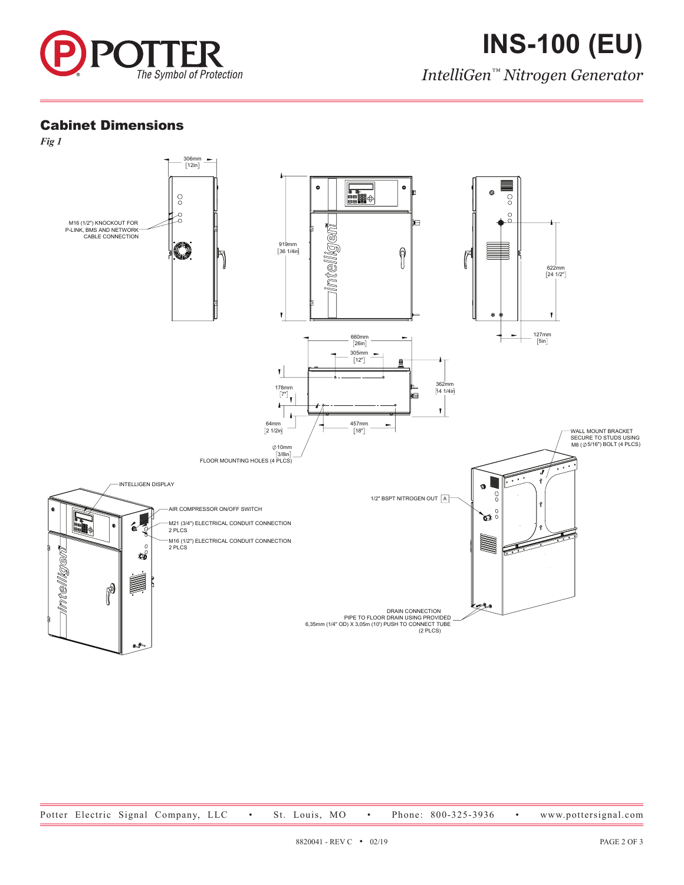## Cabinet Dimensions

*Fig 1*

306mm [12in]

M16 (1/2") KNOCKOUT FOR P-LINK, BMS AND NETWORK CABLE CONNECTION

919mm [36 1/4in]

622mm [24 1/2"]

127mm [5in]

660mm [26in]

305mm [12"]

178mm [7"]

362mm [14 1/4in]

64mm [2 1/2in]

457mm [18"]

∅10mm [3/8in] FLOOR MOUNTING HOLES (4 PLCS)

WALL MOUNT BRACKET SECURE TO STUDS USING M8 (∅5/16") BOLT (4 PLCS)

INTELLIGEN DISPLAY

AIR COMPRESSOR ON/OFF SWITCH

M21 (3/4") ELECTRICAL CONDUIT CONNECTION 2 PLCS

M16 (1/2") ELECTRICAL CONDUIT CONNECTION 2 PLCS

1/2" BSPT NITROGEN OUT [A]

DRAIN CONNECTION PIPE TO FLOOR DRAIN USING PROVIDED 6,35mm (1/4" OD) X 3,05m (10') PUSH TO CONNECT TUBE (2 PLCS)

8820041 - REV C • 02/19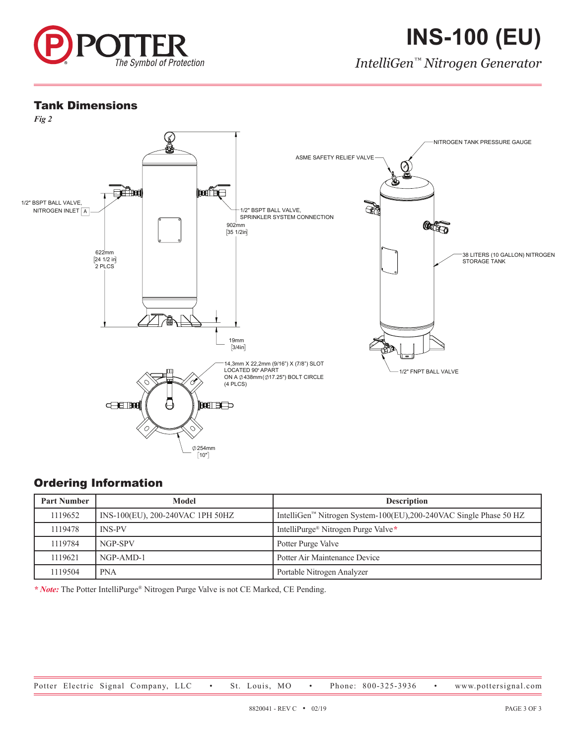## Tank Dimensions

*Fig 2*

NITROGEN TANK PRESSURE GAUGE

ASME SAFETY RELIEF VALVE

1/2" BSPT BALL VALVE,
NITROGEN INLET A

1/2" BSPT BALL VALVE,
SPRINKLER SYSTEM CONNECTION

902mm
[35 1/2in]

622mm
[24 1/2 in]
2 PLCS

38 LITERS (10 GALLON) NITROGEN
STORAGE TANK

19mm
[3/4in]

14,3mm X 22,2mm (9/16") X (7/8") SLOT
LOCATED 90° APART
ON A ∅438mm(∅17.25") BOLT CIRCLE
(4 PLCS)

1/2" FNPT BALL VALVE

∅254mm
[10"]

## Ordering Information

| Part Number | Model | Description |
|---|---|---|
| 1119652 | INS-100(EU), 200-240VAC 1PH 50HZ | IntelliGen™ Nitrogen System-100(EU),200-240VAC Single Phase 50 HZ |
| 1119478 | INS-PV | IntelliPurge® Nitrogen Purge Valve* |
| 1119784 | NGP-SPV | Potter Purge Valve |
| 1119621 | NGP-AMD-1 | Potter Air Maintenance Device |
| 1119504 | PNA | Portable Nitrogen Analyzer |

*** Note:*** The Potter IntelliPurge® Nitrogen Purge Valve is not CE Marked, CE Pending.